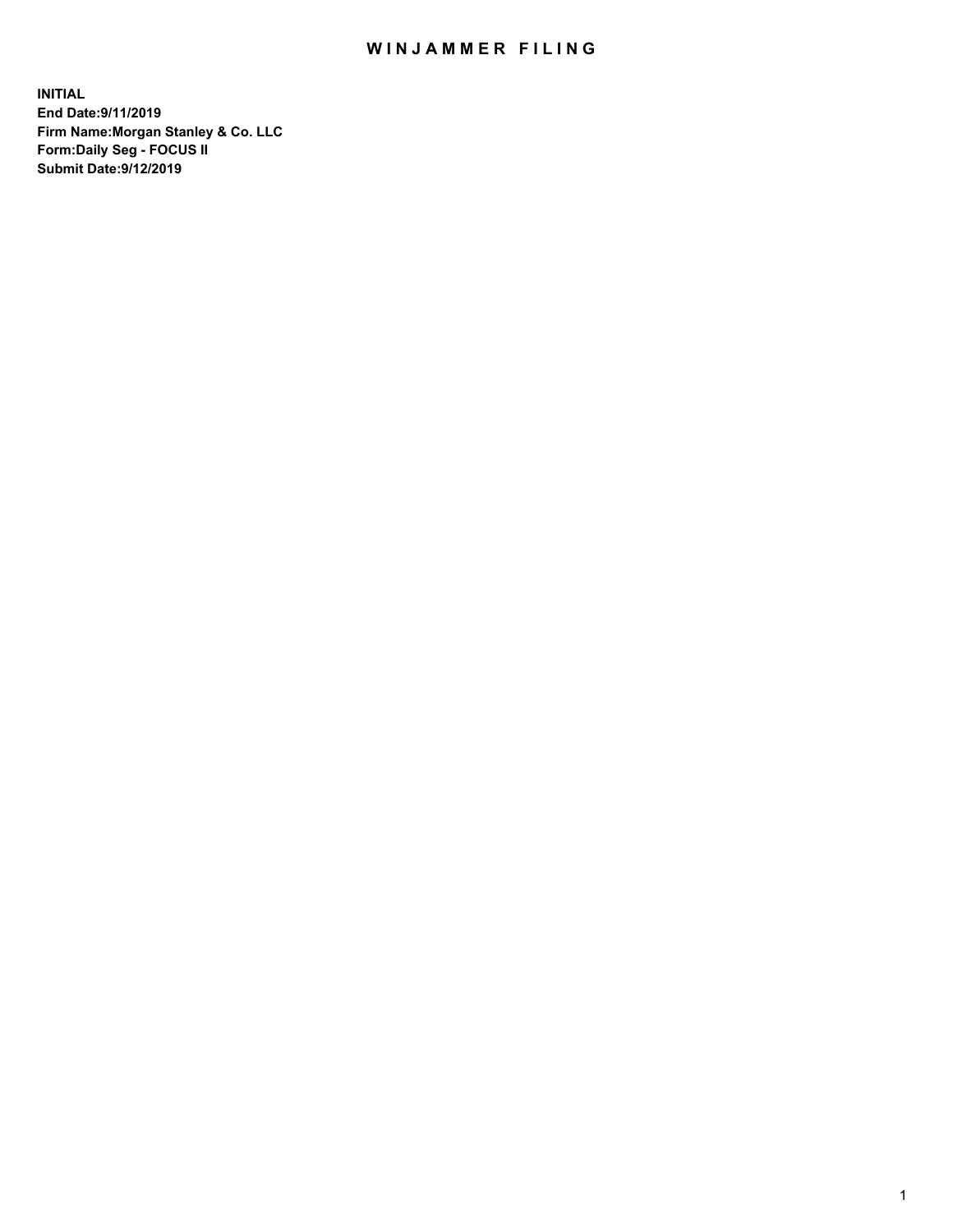# WINJAMMER FILING

**INITIAL**
**End Date:9/11/2019**
**Firm Name:Morgan Stanley & Co. LLC**
**Form:Daily Seg - FOCUS II**
**Submit Date:9/12/2019**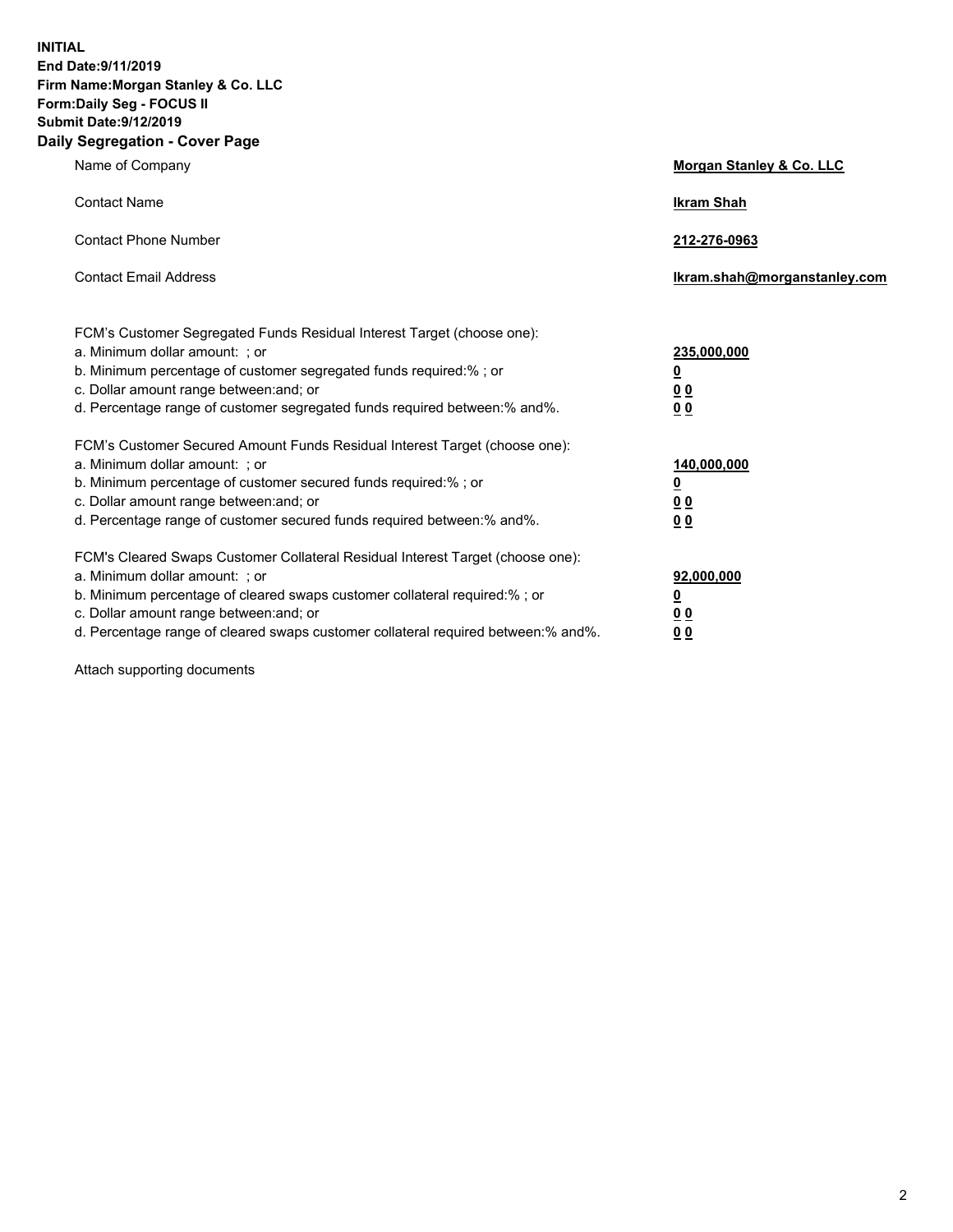**INITIAL**
**End Date:9/11/2019**
**Firm Name:Morgan Stanley & Co. LLC**
**Form:Daily Seg - FOCUS II**
**Submit Date:9/12/2019**
**Daily Segregation - Cover Page**

| | |
|---|---|
| Name of Company | **Morgan Stanley & Co. LLC** |
| Contact Name | **Ikram Shah** |
| Contact Phone Number | **212-276-0963** |
| Contact Email Address | **Ikram.shah@morganstanley.com** |

| | |
|---|---|
| FCM's Customer Segregated Funds Residual Interest Target (choose one): | |
| a. Minimum dollar amount: ; or | **235,000,000** |
| b. Minimum percentage of customer segregated funds required:% ; or | **0** |
| c. Dollar amount range between:and; or | **0 0** |
| d. Percentage range of customer segregated funds required between:% and%. | **0 0** |
| FCM's Customer Secured Amount Funds Residual Interest Target (choose one): | |
| a. Minimum dollar amount: ; or | **140,000,000** |
| b. Minimum percentage of customer secured funds required:% ; or | **0** |
| c. Dollar amount range between:and; or | **0 0** |
| d. Percentage range of customer secured funds required between:% and%. | **0 0** |
| FCM's Cleared Swaps Customer Collateral Residual Interest Target (choose one): | |
| a. Minimum dollar amount: ; or | **92,000,000** |
| b. Minimum percentage of cleared swaps customer collateral required:% ; or | **0** |
| c. Dollar amount range between:and; or | **0 0** |
| d. Percentage range of cleared swaps customer collateral required between:% and%. | **0 0** |

Attach supporting documents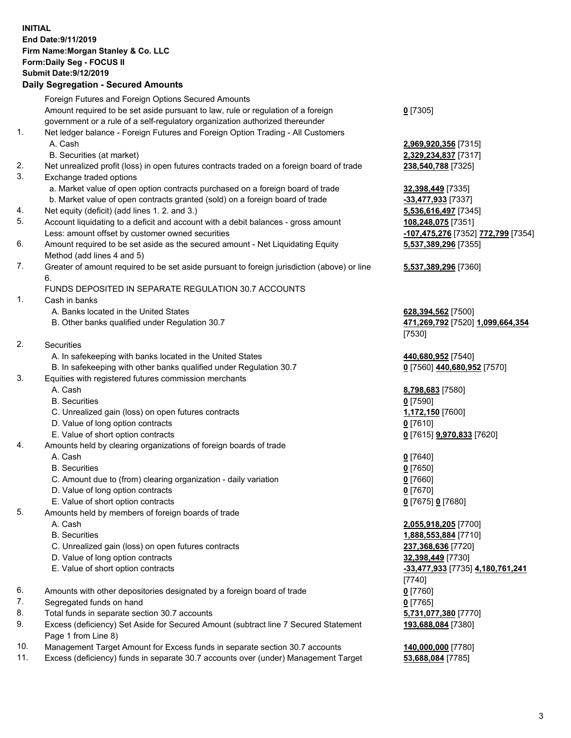**INITIAL**
**End Date:9/11/2019**
**Firm Name:Morgan Stanley & Co. LLC**
**Form:Daily Seg - FOCUS II**
**Submit Date:9/12/2019**
**Daily Segregation - Secured Amounts**

| | | |
|---|---|---|
| | Foreign Futures and Foreign Options Secured Amounts | |
| | Amount required to be set aside pursuant to law, rule or regulation of a foreign government or a rule of a self-regulatory organization authorized thereunder | **0** [7305] |
| 1. | Net ledger balance - Foreign Futures and Foreign Option Trading - All Customers | |
| | A. Cash | **2,969,920,356** [7315] |
| | B. Securities (at market) | **2,329,234,837** [7317] |
| 2. | Net unrealized profit (loss) in open futures contracts traded on a foreign board of trade | **238,540,788** [7325] |
| 3. | Exchange traded options | |
| | a. Market value of open option contracts purchased on a foreign board of trade | **32,398,449** [7335] |
| | b. Market value of open contracts granted (sold) on a foreign board of trade | **-33,477,933** [7337] |
| 4. | Net equity (deficit) (add lines 1. 2. and 3.) | **5,536,616,497** [7345] |
| 5. | Account liquidating to a deficit and account with a debit balances - gross amount | **108,248,075** [7351] |
| | Less: amount offset by customer owned securities | **-107,475,276** [7352] **772,799** [7354] |
| 6. | Amount required to be set aside as the secured amount - Net Liquidating Equity Method (add lines 4 and 5) | **5,537,389,296** [7355] |
| 7. | Greater of amount required to be set aside pursuant to foreign jurisdiction (above) or line 6. | **5,537,389,296** [7360] |
| | FUNDS DEPOSITED IN SEPARATE REGULATION 30.7 ACCOUNTS | |
| 1. | Cash in banks | |
| | A. Banks located in the United States | **628,394,562** [7500] |
| | B. Other banks qualified under Regulation 30.7 | **471,269,792** [7520] **1,099,664,354** [7530] |
| 2. | Securities | |
| | A. In safekeeping with banks located in the United States | **440,680,952** [7540] |
| | B. In safekeeping with other banks qualified under Regulation 30.7 | **0** [7560] **440,680,952** [7570] |
| 3. | Equities with registered futures commission merchants | |
| | A. Cash | **8,798,683** [7580] |
| | B. Securities | **0** [7590] |
| | C. Unrealized gain (loss) on open futures contracts | **1,172,150** [7600] |
| | D. Value of long option contracts | **0** [7610] |
| | E. Value of short option contracts | **0** [7615] **9,970,833** [7620] |
| 4. | Amounts held by clearing organizations of foreign boards of trade | |
| | A. Cash | **0** [7640] |
| | B. Securities | **0** [7650] |
| | C. Amount due to (from) clearing organization - daily variation | **0** [7660] |
| | D. Value of long option contracts | **0** [7670] |
| | E. Value of short option contracts | **0** [7675] **0** [7680] |
| 5. | Amounts held by members of foreign boards of trade | |
| | A. Cash | **2,055,918,205** [7700] |
| | B. Securities | **1,888,553,884** [7710] |
| | C. Unrealized gain (loss) on open futures contracts | **237,368,636** [7720] |
| | D. Value of long option contracts | **32,398,449** [7730] |
| | E. Value of short option contracts | **-33,477,933** [7735] **4,180,761,241** [7740] |
| 6. | Amounts with other depositories designated by a foreign board of trade | **0** [7760] |
| 7. | Segregated funds on hand | **0** [7765] |
| 8. | Total funds in separate section 30.7 accounts | **5,731,077,380** [7770] |
| 9. | Excess (deficiency) Set Aside for Secured Amount (subtract line 7 Secured Statement Page 1 from Line 8) | **193,688,084** [7380] |
| 10. | Management Target Amount for Excess funds in separate section 30.7 accounts | **140,000,000** [7780] |
| 11. | Excess (deficiency) funds in separate 30.7 accounts over (under) Management Target | **53,688,084** [7785] |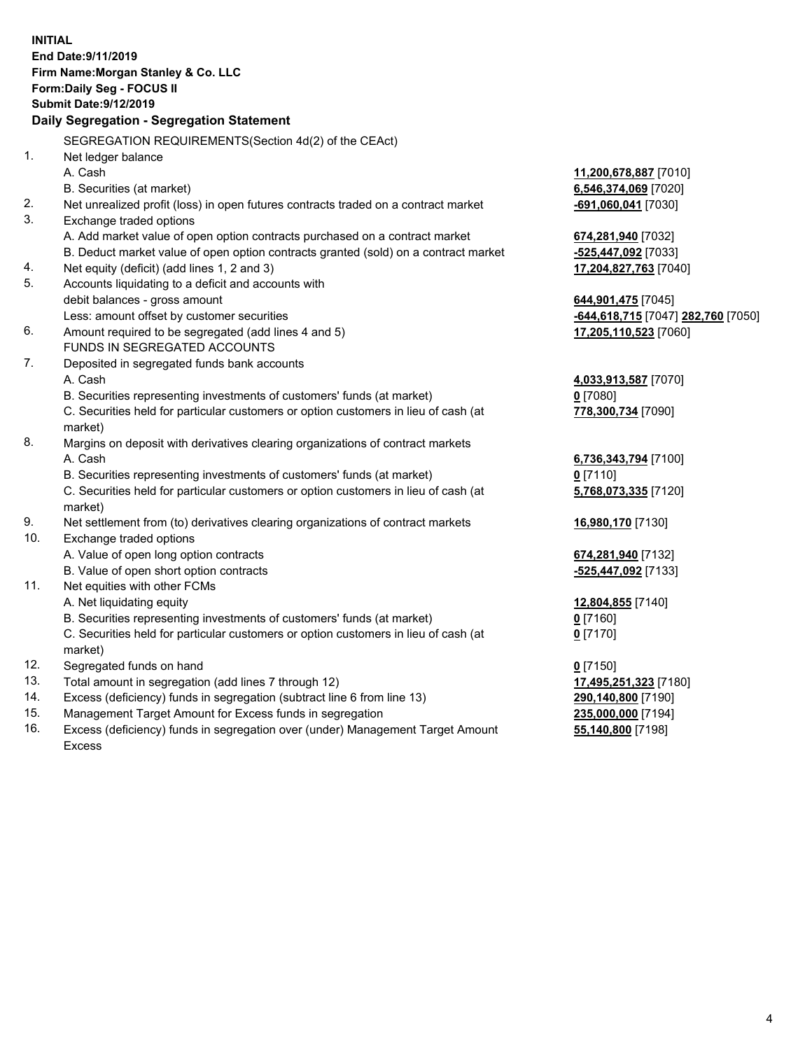**INITIAL**
**End Date:9/11/2019**
**Firm Name:Morgan Stanley & Co. LLC**
**Form:Daily Seg - FOCUS II**
**Submit Date:9/12/2019**

## Daily Segregation - Segregation Statement

| | | |
|---|---|---|
| | SEGREGATION REQUIREMENTS(Section 4d(2) of the CEAct) | |
| 1. | Net ledger balance | |
| | A. Cash | **11,200,678,887** [7010] |
| | B. Securities (at market) | **6,546,374,069** [7020] |
| 2. | Net unrealized profit (loss) in open futures contracts traded on a contract market | **-691,060,041** [7030] |
| 3. | Exchange traded options | |
| | A. Add market value of open option contracts purchased on a contract market | **674,281,940** [7032] |
| | B. Deduct market value of open option contracts granted (sold) on a contract market | **-525,447,092** [7033] |
| 4. | Net equity (deficit) (add lines 1, 2 and 3) | **17,204,827,763** [7040] |
| 5. | Accounts liquidating to a deficit and accounts with debit balances - gross amount | **644,901,475** [7045] |
| | Less: amount offset by customer securities | **-644,618,715** [7047] **282,760** [7050] |
| 6. | Amount required to be segregated (add lines 4 and 5) | **17,205,110,523** [7060] |
| | FUNDS IN SEGREGATED ACCOUNTS | |
| 7. | Deposited in segregated funds bank accounts | |
| | A. Cash | **4,033,913,587** [7070] |
| | B. Securities representing investments of customers' funds (at market) | **0** [7080] |
| | C. Securities held for particular customers or option customers in lieu of cash (at market) | **778,300,734** [7090] |
| 8. | Margins on deposit with derivatives clearing organizations of contract markets | |
| | A. Cash | **6,736,343,794** [7100] |
| | B. Securities representing investments of customers' funds (at market) | **0** [7110] |
| | C. Securities held for particular customers or option customers in lieu of cash (at market) | **5,768,073,335** [7120] |
| 9. | Net settlement from (to) derivatives clearing organizations of contract markets | **16,980,170** [7130] |
| 10. | Exchange traded options | |
| | A. Value of open long option contracts | **674,281,940** [7132] |
| | B. Value of open short option contracts | **-525,447,092** [7133] |
| 11. | Net equities with other FCMs | |
| | A. Net liquidating equity | **12,804,855** [7140] |
| | B. Securities representing investments of customers' funds (at market) | **0** [7160] |
| | C. Securities held for particular customers or option customers in lieu of cash (at market) | **0** [7170] |
| 12. | Segregated funds on hand | **0** [7150] |
| 13. | Total amount in segregation (add lines 7 through 12) | **17,495,251,323** [7180] |
| 14. | Excess (deficiency) funds in segregation (subtract line 6 from line 13) | **290,140,800** [7190] |
| 15. | Management Target Amount for Excess funds in segregation | **235,000,000** [7194] |
| 16. | Excess (deficiency) funds in segregation over (under) Management Target Amount Excess | **55,140,800** [7198] |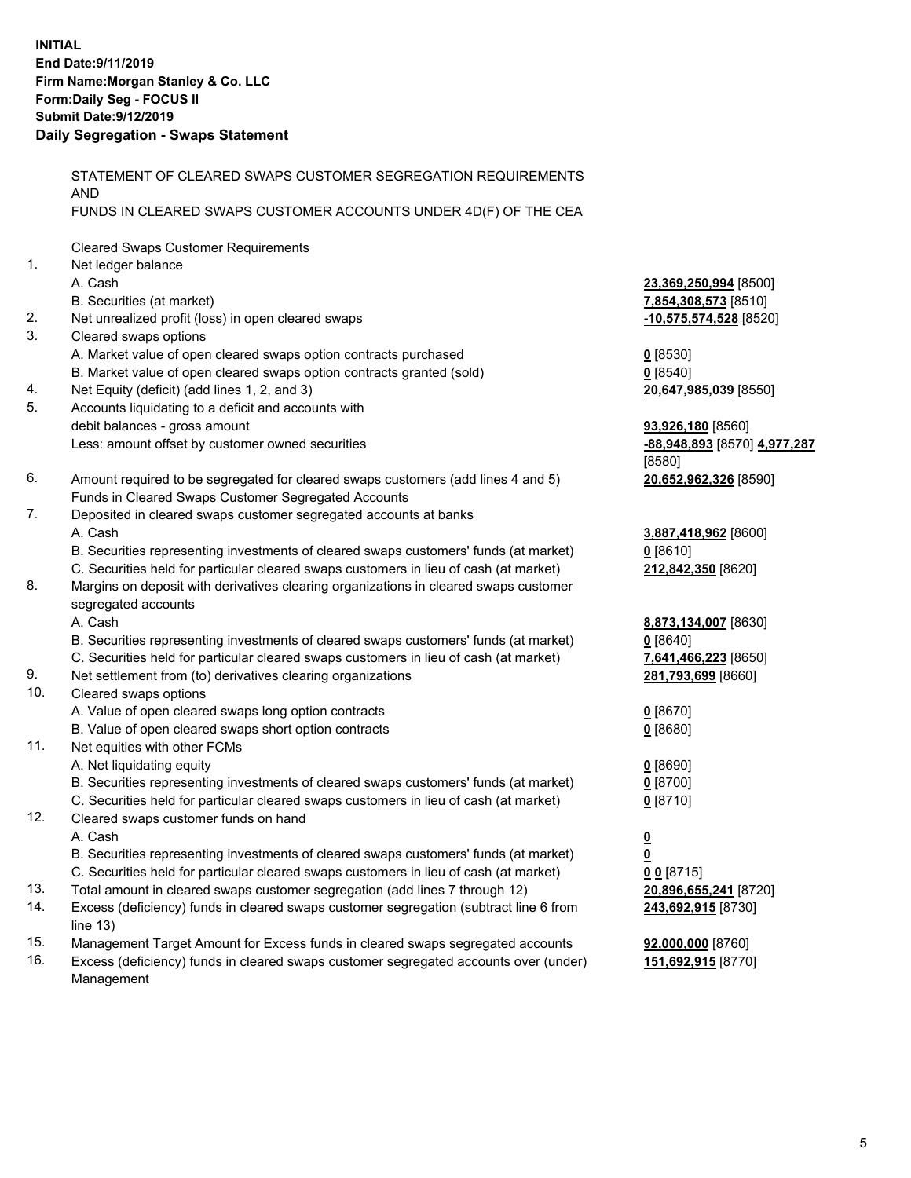**INITIAL**
**End Date:9/11/2019**
**Firm Name:Morgan Stanley & Co. LLC**
**Form:Daily Seg - FOCUS II**
**Submit Date:9/12/2019**
**Daily Segregation - Swaps Statement**

STATEMENT OF CLEARED SWAPS CUSTOMER SEGREGATION REQUIREMENTS AND FUNDS IN CLEARED SWAPS CUSTOMER ACCOUNTS UNDER 4D(F) OF THE CEA

| | | |
|---|---|---|
| | Cleared Swaps Customer Requirements | |
| 1. | Net ledger balance | |
| | A. Cash | **23,369,250,994** [8500] |
| | B. Securities (at market) | **7,854,308,573** [8510] |
| 2. | Net unrealized profit (loss) in open cleared swaps | **-10,575,574,528** [8520] |
| 3. | Cleared swaps options | |
| | A. Market value of open cleared swaps option contracts purchased | **0** [8530] |
| | B. Market value of open cleared swaps option contracts granted (sold) | **0** [8540] |
| 4. | Net Equity (deficit) (add lines 1, 2, and 3) | **20,647,985,039** [8550] |
| 5. | Accounts liquidating to a deficit and accounts with debit balances - gross amount | **93,926,180** [8560] |
| | Less: amount offset by customer owned securities | **-88,948,893** [8570] **4,977,287** [8580] |
| 6. | Amount required to be segregated for cleared swaps customers (add lines 4 and 5) | **20,652,962,326** [8590] |
| | Funds in Cleared Swaps Customer Segregated Accounts | |
| 7. | Deposited in cleared swaps customer segregated accounts at banks | |
| | A. Cash | **3,887,418,962** [8600] |
| | B. Securities representing investments of cleared swaps customers' funds (at market) | **0** [8610] |
| | C. Securities held for particular cleared swaps customers in lieu of cash (at market) | **212,842,350** [8620] |
| 8. | Margins on deposit with derivatives clearing organizations in cleared swaps customer segregated accounts | |
| | A. Cash | **8,873,134,007** [8630] |
| | B. Securities representing investments of cleared swaps customers' funds (at market) | **0** [8640] |
| | C. Securities held for particular cleared swaps customers in lieu of cash (at market) | **7,641,466,223** [8650] |
| 9. | Net settlement from (to) derivatives clearing organizations | **281,793,699** [8660] |
| 10. | Cleared swaps options | |
| | A. Value of open cleared swaps long option contracts | **0** [8670] |
| | B. Value of open cleared swaps short option contracts | **0** [8680] |
| 11. | Net equities with other FCMs | |
| | A. Net liquidating equity | **0** [8690] |
| | B. Securities representing investments of cleared swaps customers' funds (at market) | **0** [8700] |
| | C. Securities held for particular cleared swaps customers in lieu of cash (at market) | **0** [8710] |
| 12. | Cleared swaps customer funds on hand | |
| | A. Cash | **0** |
| | B. Securities representing investments of cleared swaps customers' funds (at market) | **0** |
| | C. Securities held for particular cleared swaps customers in lieu of cash (at market) | **0** **0** [8715] |
| 13. | Total amount in cleared swaps customer segregation (add lines 7 through 12) | **20,896,655,241** [8720] |
| 14. | Excess (deficiency) funds in cleared swaps customer segregation (subtract line 6 from line 13) | **243,692,915** [8730] |
| 15. | Management Target Amount for Excess funds in cleared swaps segregated accounts | **92,000,000** [8760] |
| 16. | Excess (deficiency) funds in cleared swaps customer segregated accounts over (under) Management | **151,692,915** [8770] |